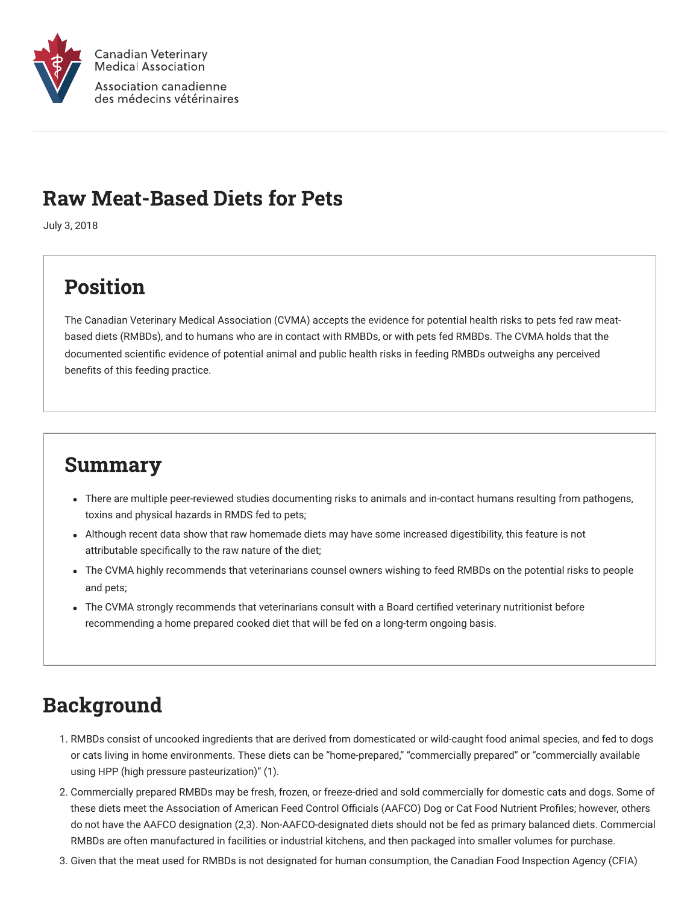Canadian Veterinary Medical Association

Association canadienne des médecins vétérinaires

# Raw Meat-Based Diets for Pets

July 3, 2018

## Position

The Canadian Veterinary Medical Association (CVMA) accepts the evidence for potential health risks to pets fed raw meat-based diets (RMBDs), and to humans who are in contact with RMBDs, or with pets fed RMBDs. The CVMA holds that the documented scientific evidence of potential animal and public health risks in feeding RMBDs outweighs any perceived benefits of this feeding practice.

## Summary

- There are multiple peer-reviewed studies documenting risks to animals and in-contact humans resulting from pathogens, toxins and physical hazards in RMDS fed to pets;
- Although recent data show that raw homemade diets may have some increased digestibility, this feature is not attributable specifically to the raw nature of the diet;
- The CVMA highly recommends that veterinarians counsel owners wishing to feed RMBDs on the potential risks to people and pets;
- The CVMA strongly recommends that veterinarians consult with a Board certified veterinary nutritionist before recommending a home prepared cooked diet that will be fed on a long-term ongoing basis.

## Background

1. RMBDs consist of uncooked ingredients that are derived from domesticated or wild-caught food animal species, and fed to dogs or cats living in home environments. These diets can be "home-prepared," "commercially prepared" or "commercially available using HPP (high pressure pasteurization)" (1).
2. Commercially prepared RMBDs may be fresh, frozen, or freeze-dried and sold commercially for domestic cats and dogs. Some of these diets meet the Association of American Feed Control Officials (AAFCO) Dog or Cat Food Nutrient Profiles; however, others do not have the AAFCO designation (2,3). Non-AAFCO-designated diets should not be fed as primary balanced diets. Commercial RMBDs are often manufactured in facilities or industrial kitchens, and then packaged into smaller volumes for purchase.
3. Given that the meat used for RMBDs is not designated for human consumption, the Canadian Food Inspection Agency (CFIA)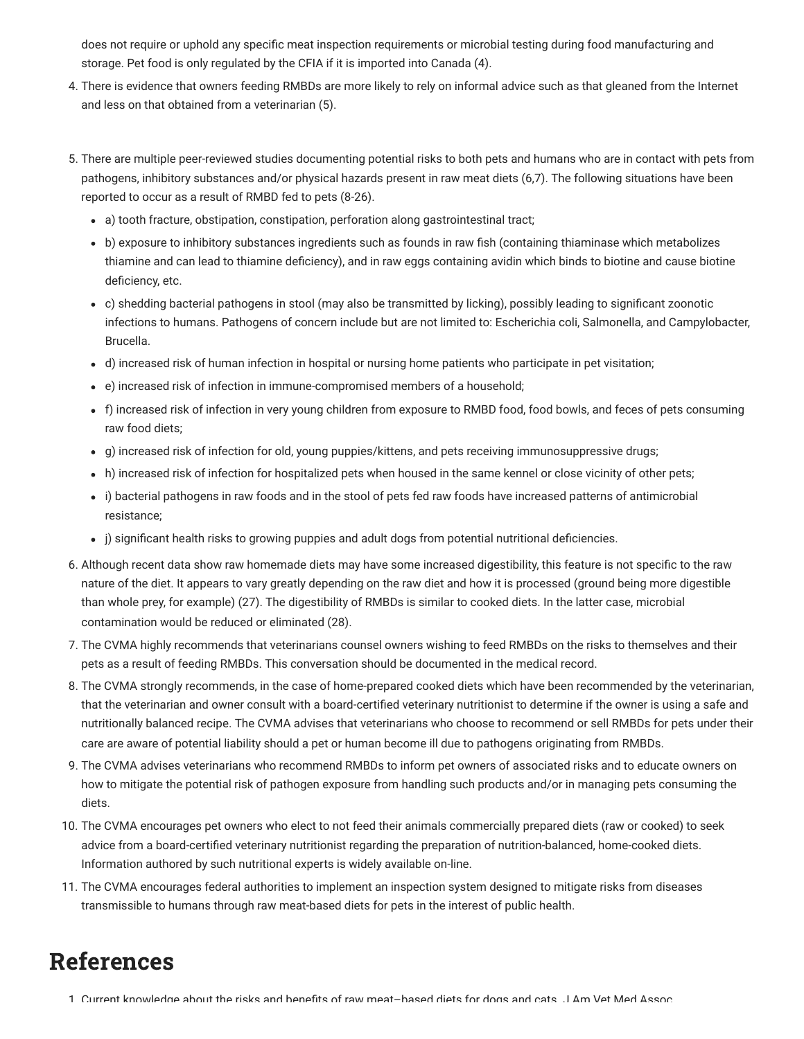does not require or uphold any specific meat inspection requirements or microbial testing during food manufacturing and storage. Pet food is only regulated by the CFIA if it is imported into Canada (4).

4. There is evidence that owners feeding RMBDs are more likely to rely on informal advice such as that gleaned from the Internet and less on that obtained from a veterinarian (5).

5. There are multiple peer-reviewed studies documenting potential risks to both pets and humans who are in contact with pets from pathogens, inhibitory substances and/or physical hazards present in raw meat diets (6,7). The following situations have been reported to occur as a result of RMBD fed to pets (8-26).
   - a) tooth fracture, obstipation, constipation, perforation along gastrointestinal tract;
   - b) exposure to inhibitory substances ingredients such as founds in raw fish (containing thiaminase which metabolizes thiamine and can lead to thiamine deficiency), and in raw eggs containing avidin which binds to biotine and cause biotine deficiency, etc.
   - c) shedding bacterial pathogens in stool (may also be transmitted by licking), possibly leading to significant zoonotic infections to humans. Pathogens of concern include but are not limited to: Escherichia coli, Salmonella, and Campylobacter, Brucella.
   - d) increased risk of human infection in hospital or nursing home patients who participate in pet visitation;
   - e) increased risk of infection in immune-compromised members of a household;
   - f) increased risk of infection in very young children from exposure to RMBD food, food bowls, and feces of pets consuming raw food diets;
   - g) increased risk of infection for old, young puppies/kittens, and pets receiving immunosuppressive drugs;
   - h) increased risk of infection for hospitalized pets when housed in the same kennel or close vicinity of other pets;
   - i) bacterial pathogens in raw foods and in the stool of pets fed raw foods have increased patterns of antimicrobial resistance;
   - j) significant health risks to growing puppies and adult dogs from potential nutritional deficiencies.
6. Although recent data show raw homemade diets may have some increased digestibility, this feature is not specific to the raw nature of the diet. It appears to vary greatly depending on the raw diet and how it is processed (ground being more digestible than whole prey, for example) (27). The digestibility of RMBDs is similar to cooked diets. In the latter case, microbial contamination would be reduced or eliminated (28).
7. The CVMA highly recommends that veterinarians counsel owners wishing to feed RMBDs on the risks to themselves and their pets as a result of feeding RMBDs. This conversation should be documented in the medical record.
8. The CVMA strongly recommends, in the case of home-prepared cooked diets which have been recommended by the veterinarian, that the veterinarian and owner consult with a board-certified veterinary nutritionist to determine if the owner is using a safe and nutritionally balanced recipe. The CVMA advises that veterinarians who choose to recommend or sell RMBDs for pets under their care are aware of potential liability should a pet or human become ill due to pathogens originating from RMBDs.
9. The CVMA advises veterinarians who recommend RMBDs to inform pet owners of associated risks and to educate owners on how to mitigate the potential risk of pathogen exposure from handling such products and/or in managing pets consuming the diets.
10. The CVMA encourages pet owners who elect to not feed their animals commercially prepared diets (raw or cooked) to seek advice from a board-certified veterinary nutritionist regarding the preparation of nutrition-balanced, home-cooked diets. Information authored by such nutritional experts is widely available on-line.
11. The CVMA encourages federal authorities to implement an inspection system designed to mitigate risks from diseases transmissible to humans through raw meat-based diets for pets in the interest of public health.

# References

1. Current knowledge about the risks and benefits of raw meat–based diets for dogs and cats. J Am Vet Med Assoc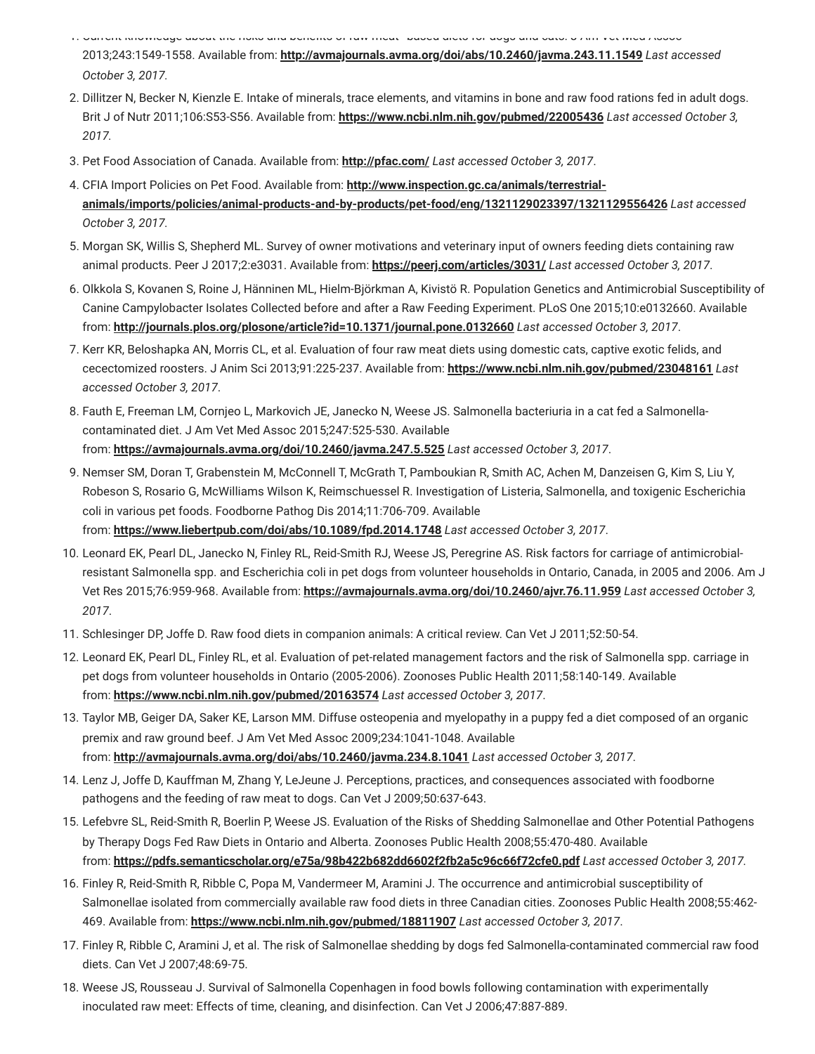1. Current knowledge about the risks and benefits of raw meat–based diets for dogs and cats. J Am Vet Med Assoc 2013;243:1549-1558. Available from: **http://avmajournals.avma.org/doi/abs/10.2460/javma.243.11.1549** *Last accessed October 3, 2017.*
2. Dillitzer N, Becker N, Kienzle E. Intake of minerals, trace elements, and vitamins in bone and raw food rations fed in adult dogs. Brit J of Nutr 2011;106:S53-S56. Available from: **https://www.ncbi.nlm.nih.gov/pubmed/22005436** *Last accessed October 3, 2017.*
3. Pet Food Association of Canada. Available from: **http://pfac.com/** *Last accessed October 3, 2017*.
4. CFIA Import Policies on Pet Food. Available from: **http://www.inspection.gc.ca/animals/terrestrial-animals/imports/policies/animal-products-and-by-products/pet-food/eng/1321129023397/1321129556426** *Last accessed October 3, 2017.*
5. Morgan SK, Willis S, Shepherd ML. Survey of owner motivations and veterinary input of owners feeding diets containing raw animal products. Peer J 2017;2:e3031. Available from: **https://peerj.com/articles/3031/** *Last accessed October 3, 2017*.
6. Olkkola S, Kovanen S, Roine J, Hänninen ML, Hielm-Björkman A, Kivistö R. Population Genetics and Antimicrobial Susceptibility of Canine Campylobacter Isolates Collected before and after a Raw Feeding Experiment. PLoS One 2015;10:e0132660. Available from: **http://journals.plos.org/plosone/article?id=10.1371/journal.pone.0132660** *Last accessed October 3, 2017*.
7. Kerr KR, Beloshapka AN, Morris CL, et al. Evaluation of four raw meat diets using domestic cats, captive exotic felids, and cecectomized roosters. J Anim Sci 2013;91:225-237. Available from: **https://www.ncbi.nlm.nih.gov/pubmed/23048161** *Last accessed October 3, 2017*.
8. Fauth E, Freeman LM, Cornjeo L, Markovich JE, Janecko N, Weese JS. Salmonella bacteriuria in a cat fed a Salmonella-contaminated diet. J Am Vet Med Assoc 2015;247:525-530. Available from: **https://avmajournals.avma.org/doi/10.2460/javma.247.5.525** *Last accessed October 3, 2017*.
9. Nemser SM, Doran T, Grabenstein M, McConnell T, McGrath T, Pamboukian R, Smith AC, Achen M, Danzeisen G, Kim S, Liu Y, Robeson S, Rosario G, McWilliams Wilson K, Reimschuessel R. Investigation of Listeria, Salmonella, and toxigenic Escherichia coli in various pet foods. Foodborne Pathog Dis 2014;11:706-709. Available from: **https://www.liebertpub.com/doi/abs/10.1089/fpd.2014.1748** *Last accessed October 3, 2017*.
10. Leonard EK, Pearl DL, Janecko N, Finley RL, Reid-Smith RJ, Weese JS, Peregrine AS. Risk factors for carriage of antimicrobial-resistant Salmonella spp. and Escherichia coli in pet dogs from volunteer households in Ontario, Canada, in 2005 and 2006. Am J Vet Res 2015;76:959-968. Available from: **https://avmajournals.avma.org/doi/10.2460/ajvr.76.11.959** *Last accessed October 3, 2017*.
11. Schlesinger DP, Joffe D. Raw food diets in companion animals: A critical review. Can Vet J 2011;52:50-54.
12. Leonard EK, Pearl DL, Finley RL, et al. Evaluation of pet-related management factors and the risk of Salmonella spp. carriage in pet dogs from volunteer households in Ontario (2005-2006). Zoonoses Public Health 2011;58:140-149. Available from: **https://www.ncbi.nlm.nih.gov/pubmed/20163574** *Last accessed October 3, 2017*.
13. Taylor MB, Geiger DA, Saker KE, Larson MM. Diffuse osteopenia and myelopathy in a puppy fed a diet composed of an organic premix and raw ground beef. J Am Vet Med Assoc 2009;234:1041-1048. Available from: **http://avmajournals.avma.org/doi/abs/10.2460/javma.234.8.1041** *Last accessed October 3, 2017*.
14. Lenz J, Joffe D, Kauffman M, Zhang Y, LeJeune J. Perceptions, practices, and consequences associated with foodborne pathogens and the feeding of raw meat to dogs. Can Vet J 2009;50:637-643.
15. Lefebvre SL, Reid-Smith R, Boerlin P, Weese JS. Evaluation of the Risks of Shedding Salmonellae and Other Potential Pathogens by Therapy Dogs Fed Raw Diets in Ontario and Alberta. Zoonoses Public Health 2008;55:470-480. Available from: **https://pdfs.semanticscholar.org/e75a/98b422b682dd6602f2fb2a5c96c66f72cfe0.pdf** *Last accessed October 3, 2017.*
16. Finley R, Reid-Smith R, Ribble C, Popa M, Vandermeer M, Aramini J. The occurrence and antimicrobial susceptibility of Salmonellae isolated from commercially available raw food diets in three Canadian cities. Zoonoses Public Health 2008;55:462-469. Available from: **https://www.ncbi.nlm.nih.gov/pubmed/18811907** *Last accessed October 3, 2017*.
17. Finley R, Ribble C, Aramini J, et al. The risk of Salmonellae shedding by dogs fed Salmonella-contaminated commercial raw food diets. Can Vet J 2007;48:69-75.
18. Weese JS, Rousseau J. Survival of Salmonella Copenhagen in food bowls following contamination with experimentally inoculated raw meet: Effects of time, cleaning, and disinfection. Can Vet J 2006;47:887-889.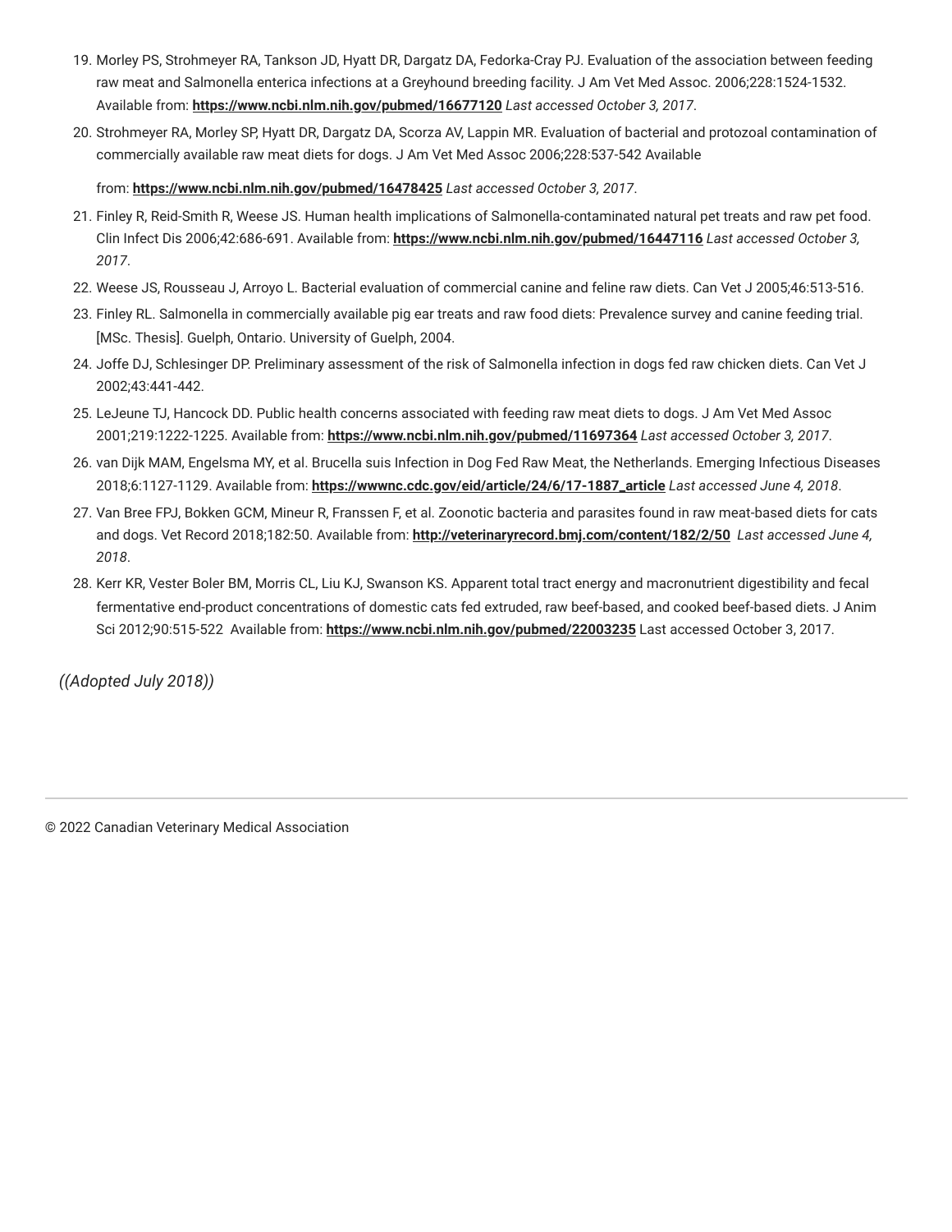19. Morley PS, Strohmeyer RA, Tankson JD, Hyatt DR, Dargatz DA, Fedorka-Cray PJ. Evaluation of the association between feeding raw meat and Salmonella enterica infections at a Greyhound breeding facility. J Am Vet Med Assoc. 2006;228:1524-1532. Available from: **https://www.ncbi.nlm.nih.gov/pubmed/16677120** *Last accessed October 3, 2017*.
20. Strohmeyer RA, Morley SP, Hyatt DR, Dargatz DA, Scorza AV, Lappin MR. Evaluation of bacterial and protozoal contamination of commercially available raw meat diets for dogs. J Am Vet Med Assoc 2006;228:537-542 Available from: **https://www.ncbi.nlm.nih.gov/pubmed/16478425** *Last accessed October 3, 2017*.
21. Finley R, Reid-Smith R, Weese JS. Human health implications of Salmonella-contaminated natural pet treats and raw pet food. Clin Infect Dis 2006;42:686-691. Available from: **https://www.ncbi.nlm.nih.gov/pubmed/16447116** *Last accessed October 3, 2017*.
22. Weese JS, Rousseau J, Arroyo L. Bacterial evaluation of commercial canine and feline raw diets. Can Vet J 2005;46:513-516.
23. Finley RL. Salmonella in commercially available pig ear treats and raw food diets: Prevalence survey and canine feeding trial. [MSc. Thesis]. Guelph, Ontario. University of Guelph, 2004.
24. Joffe DJ, Schlesinger DP. Preliminary assessment of the risk of Salmonella infection in dogs fed raw chicken diets. Can Vet J 2002;43:441-442.
25. LeJeune TJ, Hancock DD. Public health concerns associated with feeding raw meat diets to dogs. J Am Vet Med Assoc 2001;219:1222-1225. Available from: **https://www.ncbi.nlm.nih.gov/pubmed/11697364** *Last accessed October 3, 2017*.
26. van Dijk MAM, Engelsma MY, et al. Brucella suis Infection in Dog Fed Raw Meat, the Netherlands. Emerging Infectious Diseases 2018;6:1127-1129. Available from: **https://wwwnc.cdc.gov/eid/article/24/6/17-1887_article** *Last accessed June 4, 2018*.
27. Van Bree FPJ, Bokken GCM, Mineur R, Franssen F, et al. Zoonotic bacteria and parasites found in raw meat-based diets for cats and dogs. Vet Record 2018;182:50. Available from: **http://veterinaryrecord.bmj.com/content/182/2/50** *Last accessed June 4, 2018*.
28. Kerr KR, Vester Boler BM, Morris CL, Liu KJ, Swanson KS. Apparent total tract energy and macronutrient digestibility and fecal fermentative end-product concentrations of domestic cats fed extruded, raw beef-based, and cooked beef-based diets. J Anim Sci 2012;90:515-522 Available from: **https://www.ncbi.nlm.nih.gov/pubmed/22003235** Last accessed October 3, 2017.

*((Adopted July 2018))*

© 2022 Canadian Veterinary Medical Association